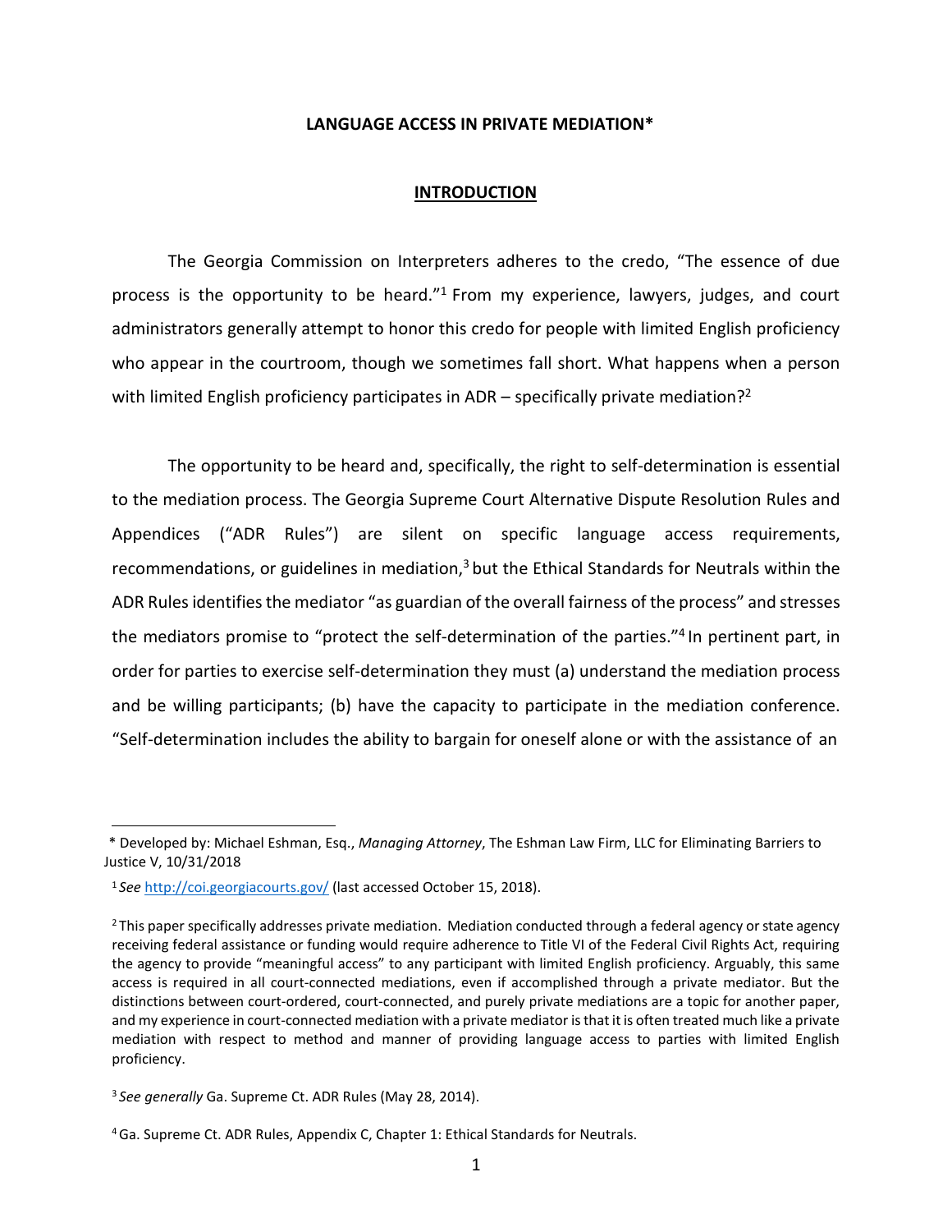**LANGUAGE ACCESS IN PRIVATE MEDIATION***

**INTRODUCTION**

The Georgia Commission on Interpreters adheres to the credo, "The essence of due process is the opportunity to be heard."[1] From my experience, lawyers, judges, and court administrators generally attempt to honor this credo for people with limited English proficiency who appear in the courtroom, though we sometimes fall short. What happens when a person with limited English proficiency participates in ADR – specifically private mediation?[2]

The opportunity to be heard and, specifically, the right to self-determination is essential to the mediation process. The Georgia Supreme Court Alternative Dispute Resolution Rules and Appendices ("ADR Rules") are silent on specific language access requirements, recommendations, or guidelines in mediation,[3] but the Ethical Standards for Neutrals within the ADR Rules identifies the mediator "as guardian of the overall fairness of the process" and stresses the mediators promise to "protect the self-determination of the parties."[4] In pertinent part, in order for parties to exercise self-determination they must (a) understand the mediation process and be willing participants; (b) have the capacity to participate in the mediation conference. "Self-determination includes the ability to bargain for oneself alone or with the assistance of an

---

\* Developed by: Michael Eshman, Esq., *Managing Attorney*, The Eshman Law Firm, LLC for Eliminating Barriers to Justice V, 10/31/2018

[1] *See* http://coi.georgiacourts.gov/ (last accessed October 15, 2018).

[2] This paper specifically addresses private mediation. Mediation conducted through a federal agency or state agency receiving federal assistance or funding would require adherence to Title VI of the Federal Civil Rights Act, requiring the agency to provide "meaningful access" to any participant with limited English proficiency. Arguably, this same access is required in all court-connected mediations, even if accomplished through a private mediator. But the distinctions between court-ordered, court-connected, and purely private mediations are a topic for another paper, and my experience in court-connected mediation with a private mediator is that it is often treated much like a private mediation with respect to method and manner of providing language access to parties with limited English proficiency.

[3] *See generally* Ga. Supreme Ct. ADR Rules (May 28, 2014).

[4] Ga. Supreme Ct. ADR Rules, Appendix C, Chapter 1: Ethical Standards for Neutrals.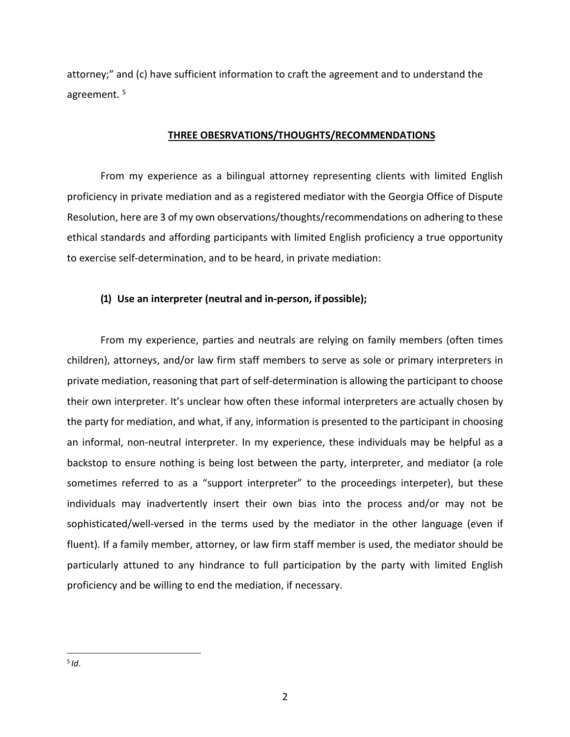attorney;" and (c) have sufficient information to craft the agreement and to understand the agreement. [5]

## THREE OBESRVATIONS/THOUGHTS/RECOMMENDATIONS

From my experience as a bilingual attorney representing clients with limited English proficiency in private mediation and as a registered mediator with the Georgia Office of Dispute Resolution, here are 3 of my own observations/thoughts/recommendations on adhering to these ethical standards and affording participants with limited English proficiency a true opportunity to exercise self-determination, and to be heard, in private mediation:

### (1) Use an interpreter (neutral and in-person, if possible);

From my experience, parties and neutrals are relying on family members (often times children), attorneys, and/or law firm staff members to serve as sole or primary interpreters in private mediation, reasoning that part of self-determination is allowing the participant to choose their own interpreter. It's unclear how often these informal interpreters are actually chosen by the party for mediation, and what, if any, information is presented to the participant in choosing an informal, non-neutral interpreter. In my experience, these individuals may be helpful as a backstop to ensure nothing is being lost between the party, interpreter, and mediator (a role sometimes referred to as a "support interpreter" to the proceedings interpeter), but these individuals may inadvertently insert their own bias into the process and/or may not be sophisticated/well-versed in the terms used by the mediator in the other language (even if fluent). If a family member, attorney, or law firm staff member is used, the mediator should be particularly attuned to any hindrance to full participation by the party with limited English proficiency and be willing to end the mediation, if necessary.

---

[5] *Id*.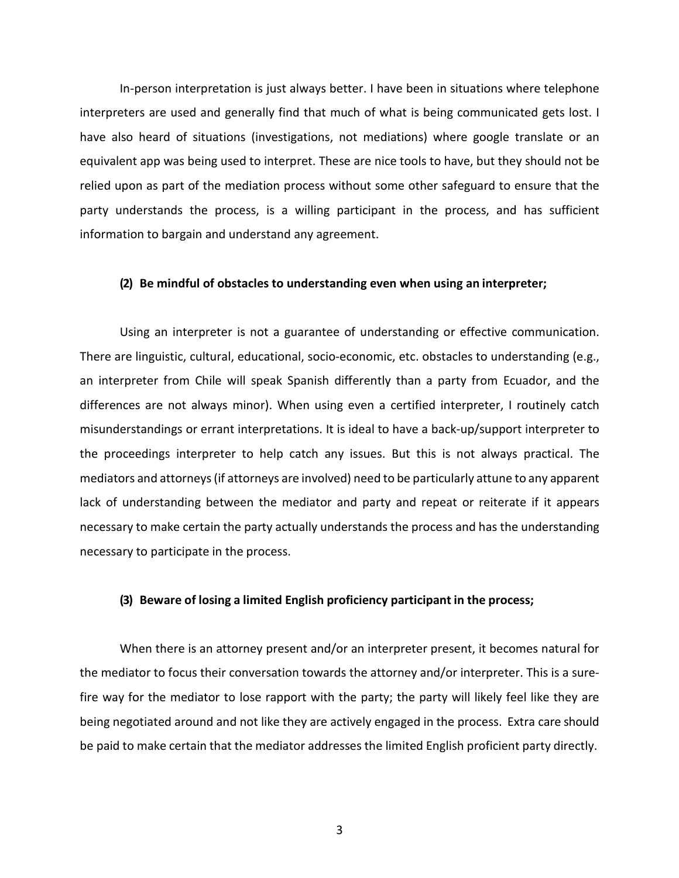In-person interpretation is just always better. I have been in situations where telephone interpreters are used and generally find that much of what is being communicated gets lost. I have also heard of situations (investigations, not mediations) where google translate or an equivalent app was being used to interpret. These are nice tools to have, but they should not be relied upon as part of the mediation process without some other safeguard to ensure that the party understands the process, is a willing participant in the process, and has sufficient information to bargain and understand any agreement.

**(2) Be mindful of obstacles to understanding even when using an interpreter;**

Using an interpreter is not a guarantee of understanding or effective communication. There are linguistic, cultural, educational, socio-economic, etc. obstacles to understanding (e.g., an interpreter from Chile will speak Spanish differently than a party from Ecuador, and the differences are not always minor). When using even a certified interpreter, I routinely catch misunderstandings or errant interpretations. It is ideal to have a back-up/support interpreter to the proceedings interpreter to help catch any issues. But this is not always practical. The mediators and attorneys (if attorneys are involved) need to be particularly attune to any apparent lack of understanding between the mediator and party and repeat or reiterate if it appears necessary to make certain the party actually understands the process and has the understanding necessary to participate in the process.

**(3) Beware of losing a limited English proficiency participant in the process;**

When there is an attorney present and/or an interpreter present, it becomes natural for the mediator to focus their conversation towards the attorney and/or interpreter. This is a sure-fire way for the mediator to lose rapport with the party; the party will likely feel like they are being negotiated around and not like they are actively engaged in the process. Extra care should be paid to make certain that the mediator addresses the limited English proficient party directly.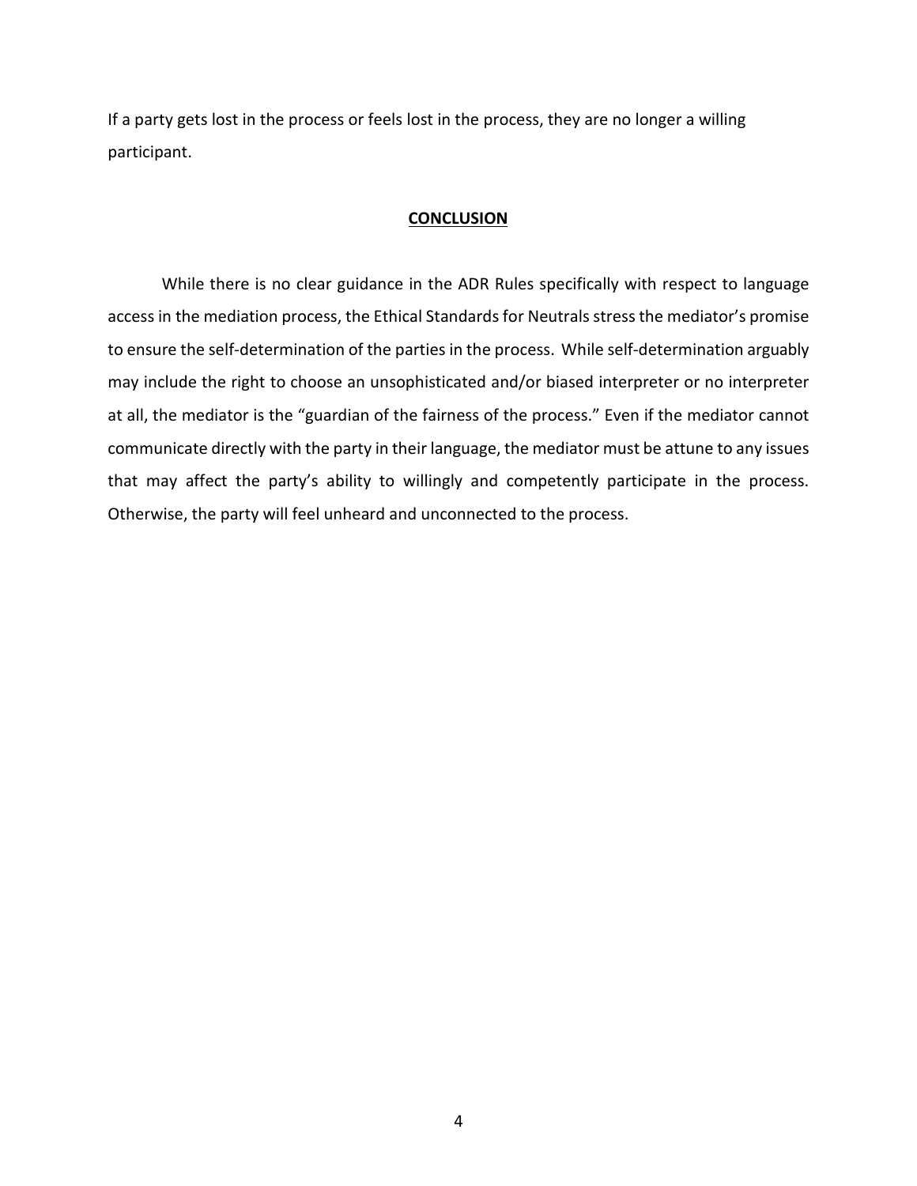If a party gets lost in the process or feels lost in the process, they are no longer a willing participant.

## **CONCLUSION**

While there is no clear guidance in the ADR Rules specifically with respect to language access in the mediation process, the Ethical Standards for Neutrals stress the mediator's promise to ensure the self-determination of the parties in the process. While self-determination arguably may include the right to choose an unsophisticated and/or biased interpreter or no interpreter at all, the mediator is the "guardian of the fairness of the process." Even if the mediator cannot communicate directly with the party in their language, the mediator must be attune to any issues that may affect the party's ability to willingly and competently participate in the process. Otherwise, the party will feel unheard and unconnected to the process.